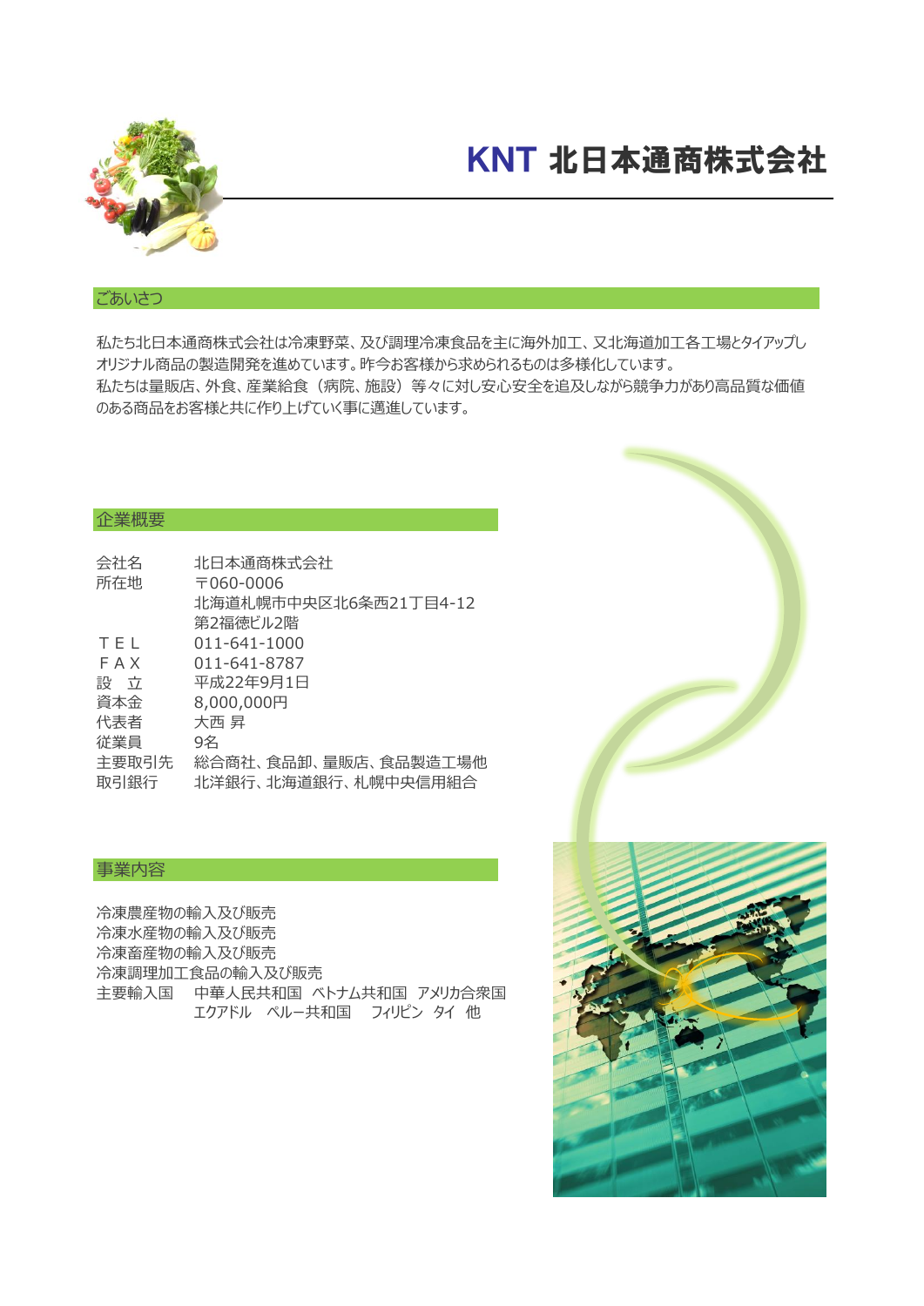# KNT 北日本通商株式会社

## ごあいさつ

私たち北日本通商株式会社は冷凍野菜、及び調理冷凍食品を主に海外加工、又北海道加工各工場とタイアップしオリジナル商品の製造開発を進めています。昨今お客様から求められるものは多様化しています。
私たちは量販店、外食、産業給食（病院、施設）等々に対し安心安全を追及しながら競争力があり高品質な価値のある商品をお客様と共に作り上げていく事に邁進しています。

## 企業概要

| | |
|---|---|
| 会社名 | 北日本通商株式会社 |
| 所在地 | 〒060-0006<br>北海道札幌市中央区北6条西21丁目4-12<br>第2福徳ビル2階 |
| ＴＥＬ | 011-641-1000 |
| ＦＡＸ | 011-641-8787 |
| 設　立 | 平成22年9月1日 |
| 資本金 | 8,000,000円 |
| 代表者 | 大西 昇 |
| 従業員 | 9名 |
| 主要取引先 | 総合商社、食品卸、量販店、食品製造工場他 |
| 取引銀行 | 北洋銀行、北海道銀行、札幌中央信用組合 |

## 事業内容

冷凍農産物の輸入及び販売
冷凍水産物の輸入及び販売
冷凍畜産物の輸入及び販売
冷凍調理加工食品の輸入及び販売
主要輸入国　中華人民共和国　ベトナム共和国　アメリカ合衆国
　　　　　　エクアドル　ペルー共和国　フィリピン　タイ　他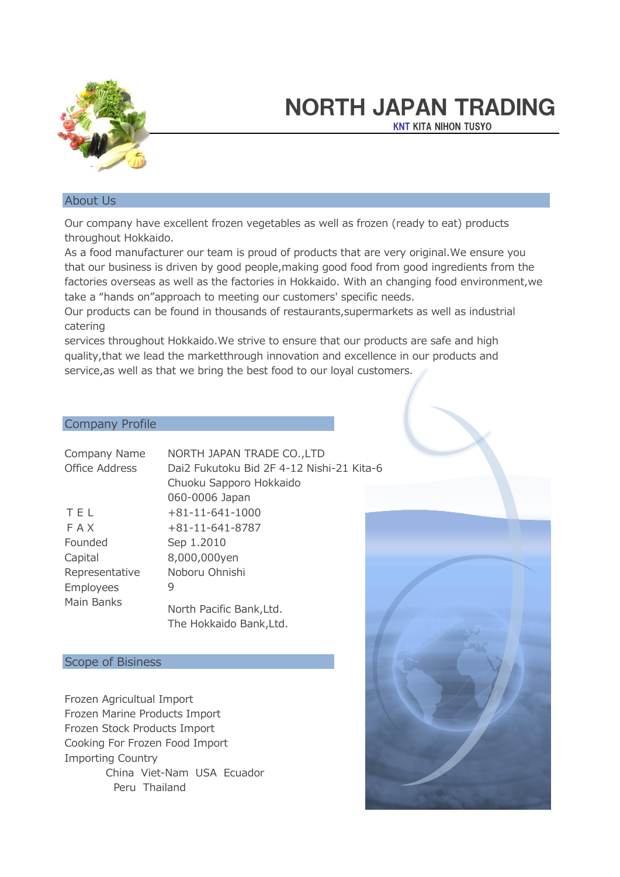# NORTH JAPAN TRADING

KNT KITA NIHON TUSYO

## About Us

Our company have excellent frozen vegetables as well as frozen (ready to eat) products throughout Hokkaido.
As a food manufacturer our team is proud of products that are very original.We ensure you that our business is driven by good people,making good food from good ingredients from the factories overseas as well as the factories in Hokkaido. With an changing food environment,we take a "hands on"approach to meeting our customers' specific needs.
Our products can be found in thousands of restaurants,supermarkets as well as industrial catering
services throughout Hokkaido.We strive to ensure that our products are safe and high quality,that we lead the marketthrough innovation and excellence in our products and service,as well as that we bring the best food to our loyal customers.

## Company Profile

| | |
|---|---|
| Company Name | NORTH JAPAN TRADE CO.,LTD |
| Office Address | Dai2 Fukutoku Bid 2F 4-12 Nishi-21 Kita-6<br>Chuoku Sapporo Hokkaido<br>060-0006 Japan |
| T E L | +81-11-641-1000 |
| F A X | +81-11-641-8787 |
| Founded | Sep 1.2010 |
| Capital | 8,000,000yen |
| Representative | Noboru Ohnishi |
| Employees | 9 |
| Main Banks | North Pacific Bank,Ltd.<br>The Hokkaido Bank,Ltd. |

## Scope of Bisiness

Frozen Agricultual Import
Frozen Marine Products Import
Frozen Stock Products Import
Cooking For Frozen Food Import
Importing Country
China Viet-Nam USA Ecuador
Peru Thailand